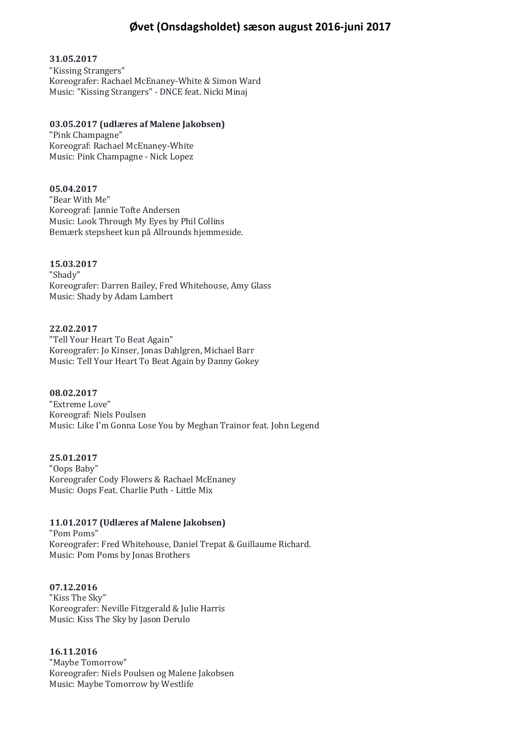# Øvet (Onsdagsholdet) sæson august 2016-juni 2017

**31.05.2017**
"Kissing Strangers"
Koreografer: Rachael McEnaney-White & Simon Ward
Music: "Kissing Strangers" - DNCE feat. Nicki Minaj

**03.05.2017 (udlæres af Malene Jakobsen)**
"Pink Champagne"
Koreograf: Rachael McEnaney-White
Music: Pink Champagne - Nick Lopez

**05.04.2017**
"Bear With Me"
Koreograf: Jannie Tofte Andersen
Music: Look Through My Eyes by Phil Collins
Bemærk stepsheet kun på Allrounds hjemmeside.

**15.03.2017**
"Shady"
Koreografer: Darren Bailey, Fred Whitehouse, Amy Glass
Music: Shady by Adam Lambert

**22.02.2017**
"Tell Your Heart To Beat Again"
Koreografer: Jo Kinser, Jonas Dahlgren, Michael Barr
Music: Tell Your Heart To Beat Again by Danny Gokey

**08.02.2017**
"Extreme Love"
Koreograf: Niels Poulsen
Music: Like I'm Gonna Lose You by Meghan Trainor feat. John Legend

**25.01.2017**
"Oops Baby"
Koreografer Cody Flowers & Rachael McEnaney
Music: Oops Feat. Charlie Puth - Little Mix

**11.01.2017 (Udlæres af Malene Jakobsen)**
"Pom Poms"
Koreografer: Fred Whitehouse, Daniel Trepat & Guillaume Richard.
Music: Pom Poms by Jonas Brothers

**07.12.2016**
"Kiss The Sky"
Koreografer: Neville Fitzgerald & Julie Harris
Music: Kiss The Sky by Jason Derulo

**16.11.2016**
"Maybe Tomorrow"
Koreografer: Niels Poulsen og Malene Jakobsen
Music: Maybe Tomorrow by Westlife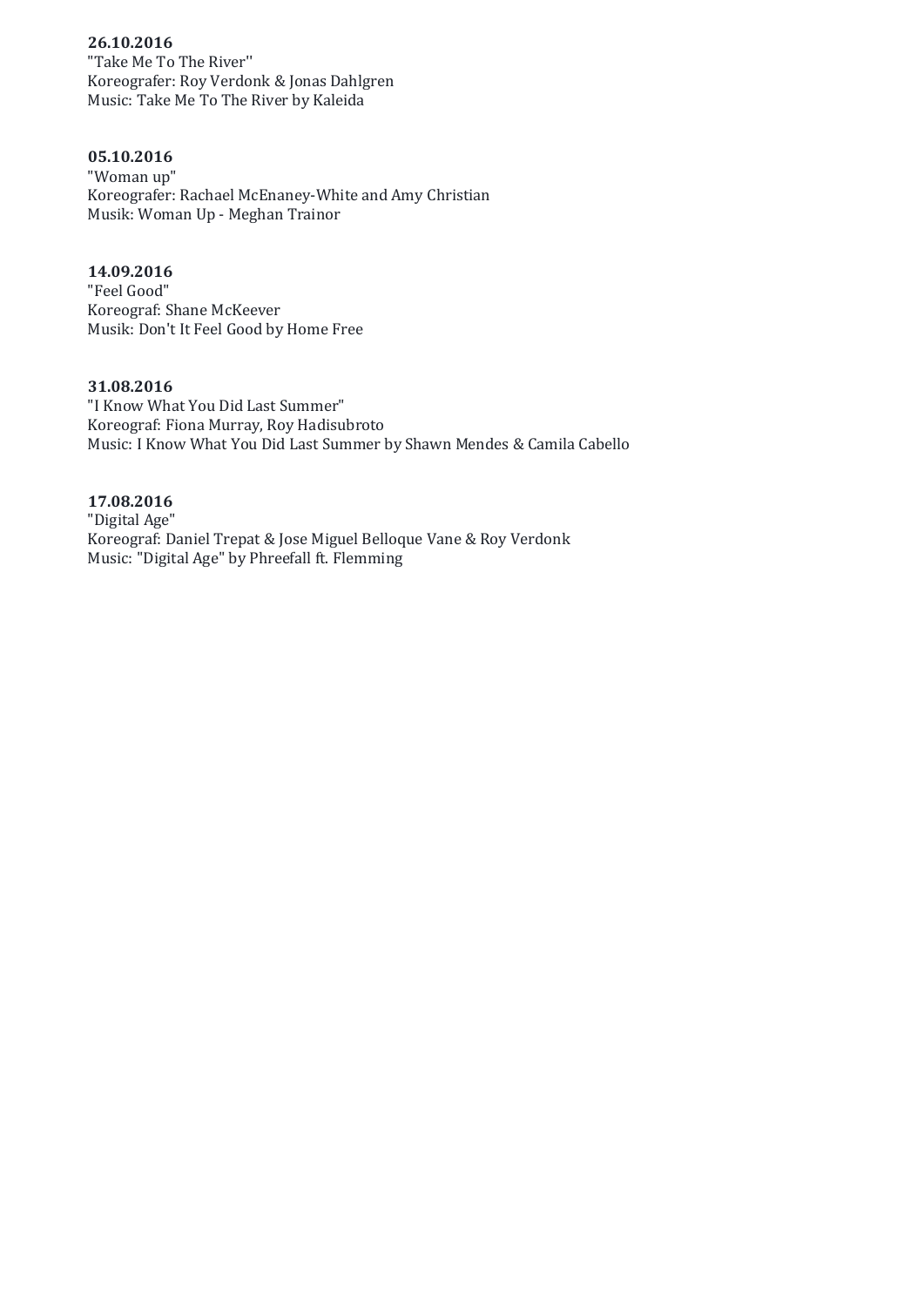**26.10.2016**
"Take Me To The River''
Koreografer: Roy Verdonk & Jonas Dahlgren
Music: Take Me To The River by Kaleida

**05.10.2016**
"Woman up"
Koreografer: Rachael McEnaney-White and Amy Christian
Musik: Woman Up - Meghan Trainor

**14.09.2016**
"Feel Good"
Koreograf: Shane McKeever
Musik: Don't It Feel Good by Home Free

**31.08.2016**
"I Know What You Did Last Summer"
Koreograf: Fiona Murray, Roy Hadisubroto
Music: I Know What You Did Last Summer by Shawn Mendes & Camila Cabello

**17.08.2016**
"Digital Age"
Koreograf: Daniel Trepat & Jose Miguel Belloque Vane & Roy Verdonk
Music: "Digital Age" by Phreefall ft. Flemming